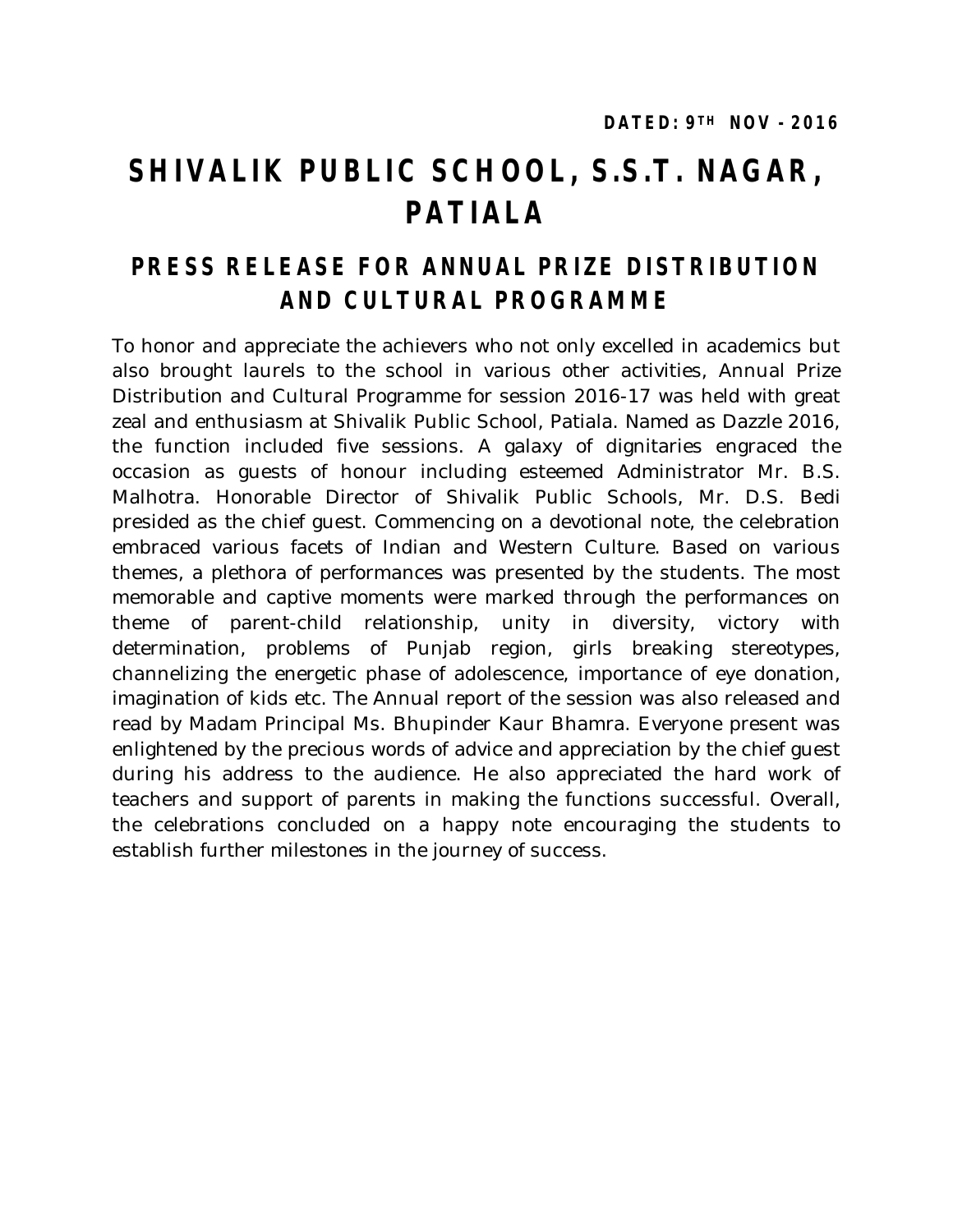**DATED: 9TH NOV - 2016**

# SHIVALIK PUBLIC SCHOOL, S.S.T. NAGAR, PATIALA

## PRESS RELEASE FOR ANNUAL PRIZE DISTRIBUTION AND CULTURAL PROGRAMME

To honor and appreciate the achievers who not only excelled in academics but also brought laurels to the school in various other activities, Annual Prize Distribution and Cultural Programme for session 2016-17 was held with great zeal and enthusiasm at Shivalik Public School, Patiala. Named as Dazzle 2016, the function included five sessions. A galaxy of dignitaries engraced the occasion as guests of honour including esteemed Administrator Mr. B.S. Malhotra. Honorable Director of Shivalik Public Schools, Mr. D.S. Bedi presided as the chief guest. Commencing on a devotional note, the celebration embraced various facets of Indian and Western Culture. Based on various themes, a plethora of performances was presented by the students. The most memorable and captive moments were marked through the performances on theme of parent-child relationship, unity in diversity, victory with determination, problems of Punjab region, girls breaking stereotypes, channelizing the energetic phase of adolescence, importance of eye donation, imagination of kids etc. The Annual report of the session was also released and read by Madam Principal Ms. Bhupinder Kaur Bhamra. Everyone present was enlightened by the precious words of advice and appreciation by the chief guest during his address to the audience. He also appreciated the hard work of teachers and support of parents in making the functions successful. Overall, the celebrations concluded on a happy note encouraging the students to establish further milestones in the journey of success.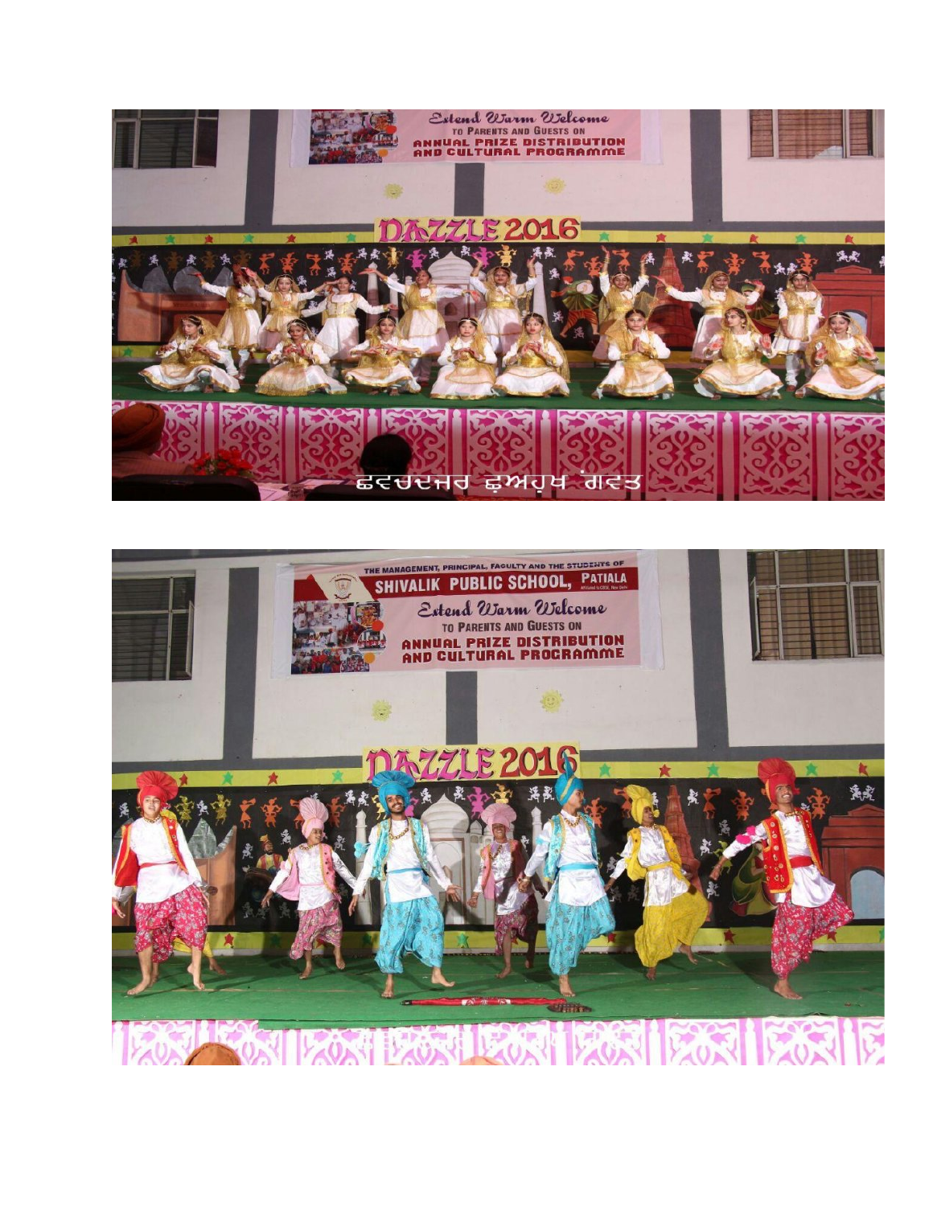ਛਵਦਦਜਰ ਫ਼ਅਹੁਖ ਂਗਵਤ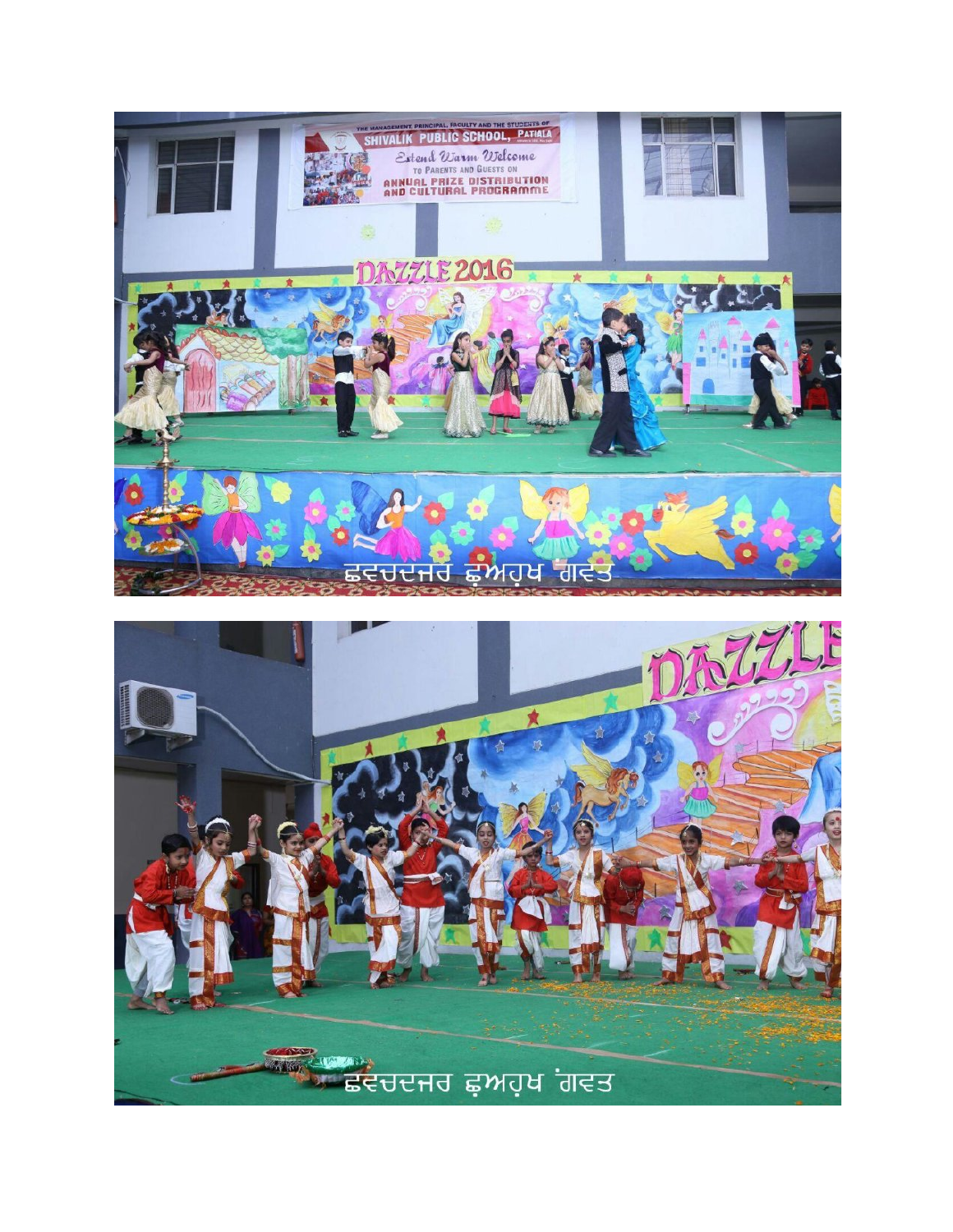ਛਵਚਦਜਰ ਛ਼ਅਹੁਖ ਂਗਵਤ

ਛਵਚਦਜਰ ਛ਼ਅਹੁਖ ਂਗਵਤ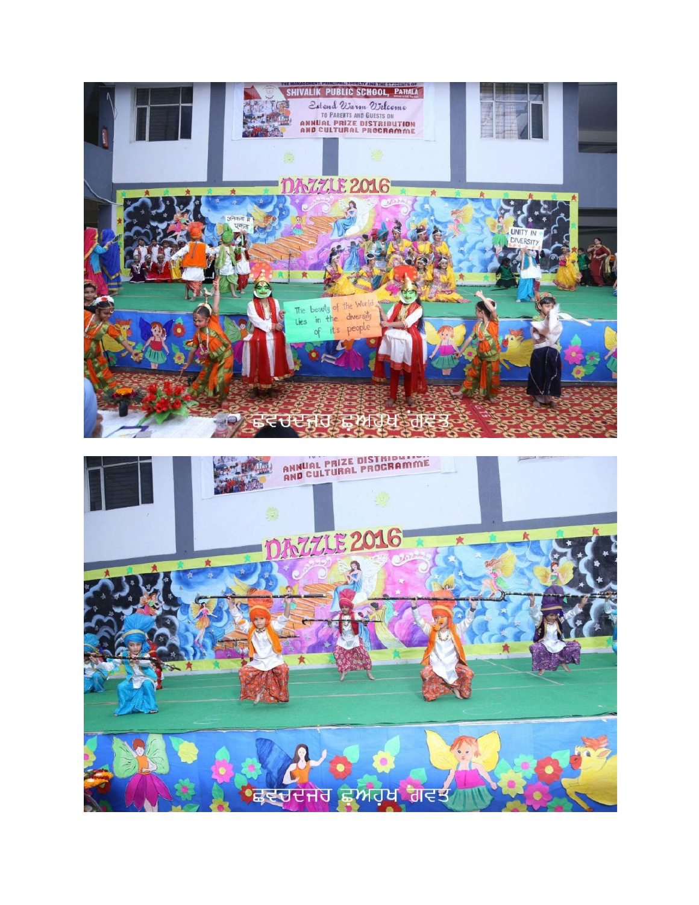ਛਵਚਦਜਰ ਛਆਰਖ ਗਵਤ

ਛਵਚਦਜਰ ਛਆਰਖ ਗਵਤ